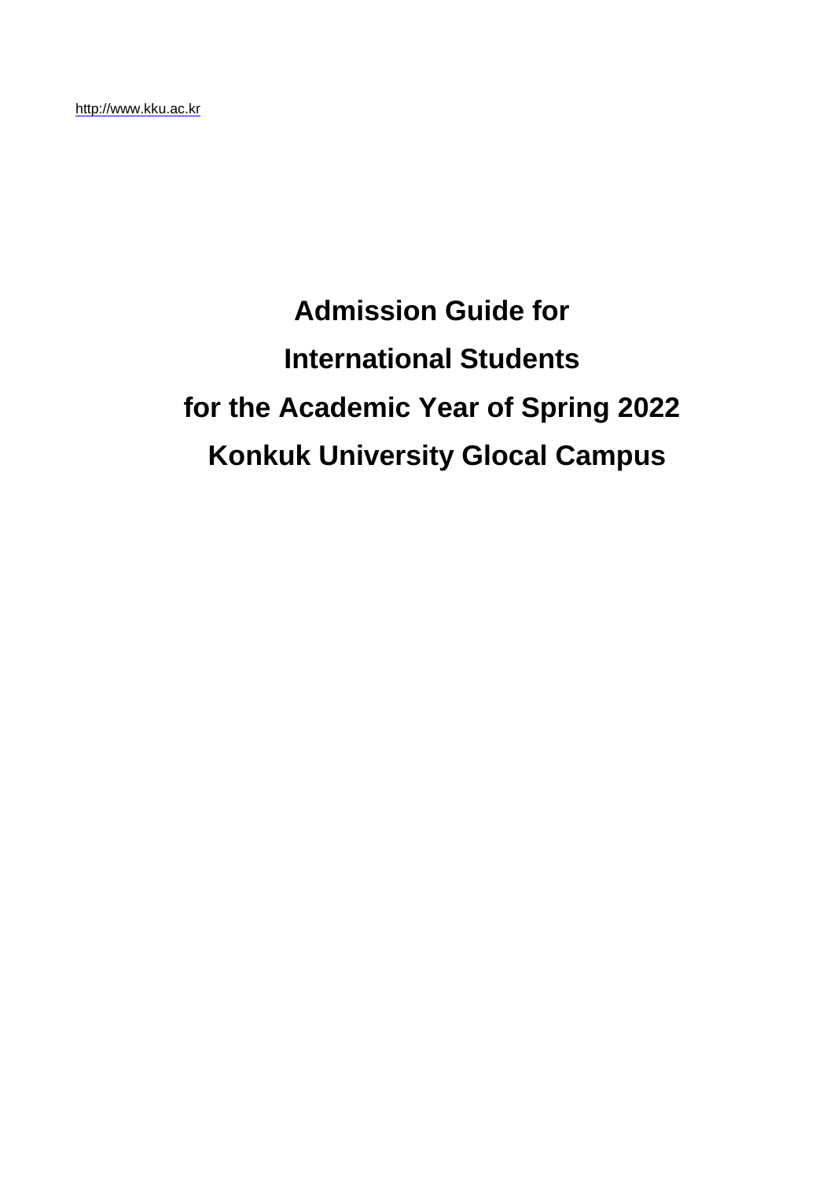http://www.kku.ac.kr

# Admission Guide for International Students for the Academic Year of Spring 2022 Konkuk University Glocal Campus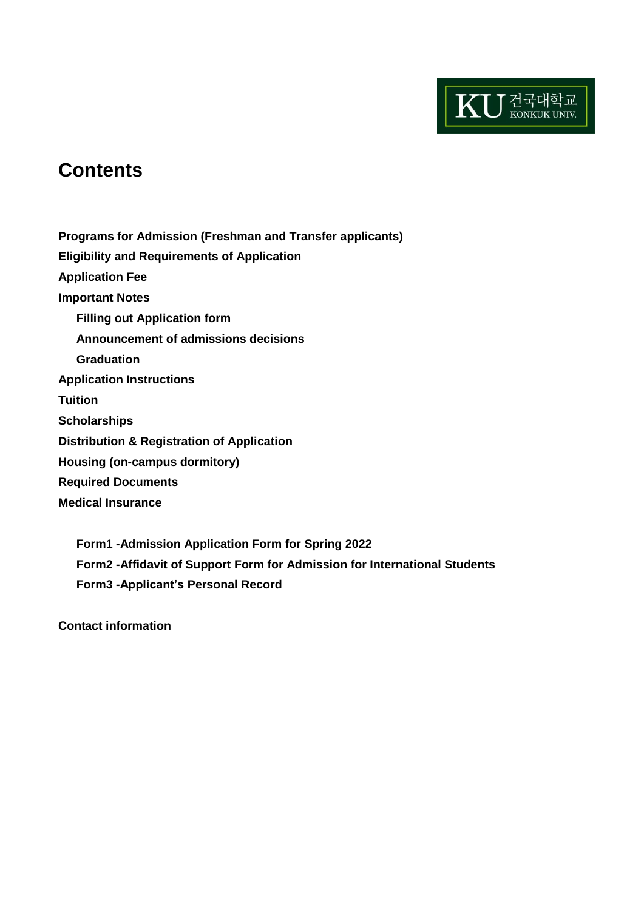## Contents

**Programs for Admission (Freshman and Transfer applicants)**

**Eligibility and Requirements of Application**

**Application Fee**

**Important Notes**

- **Filling out Application form**
- **Announcement of admissions decisions**
- **Graduation**

**Application Instructions**

**Tuition**

**Scholarships**

**Distribution & Registration of Application**

**Housing (on-campus dormitory)**

**Required Documents**

**Medical Insurance**

- **Form1 -Admission Application Form for Spring 2022**
- **Form2 -Affidavit of Support Form for Admission for International Students**
- **Form3 -Applicant's Personal Record**

**Contact information**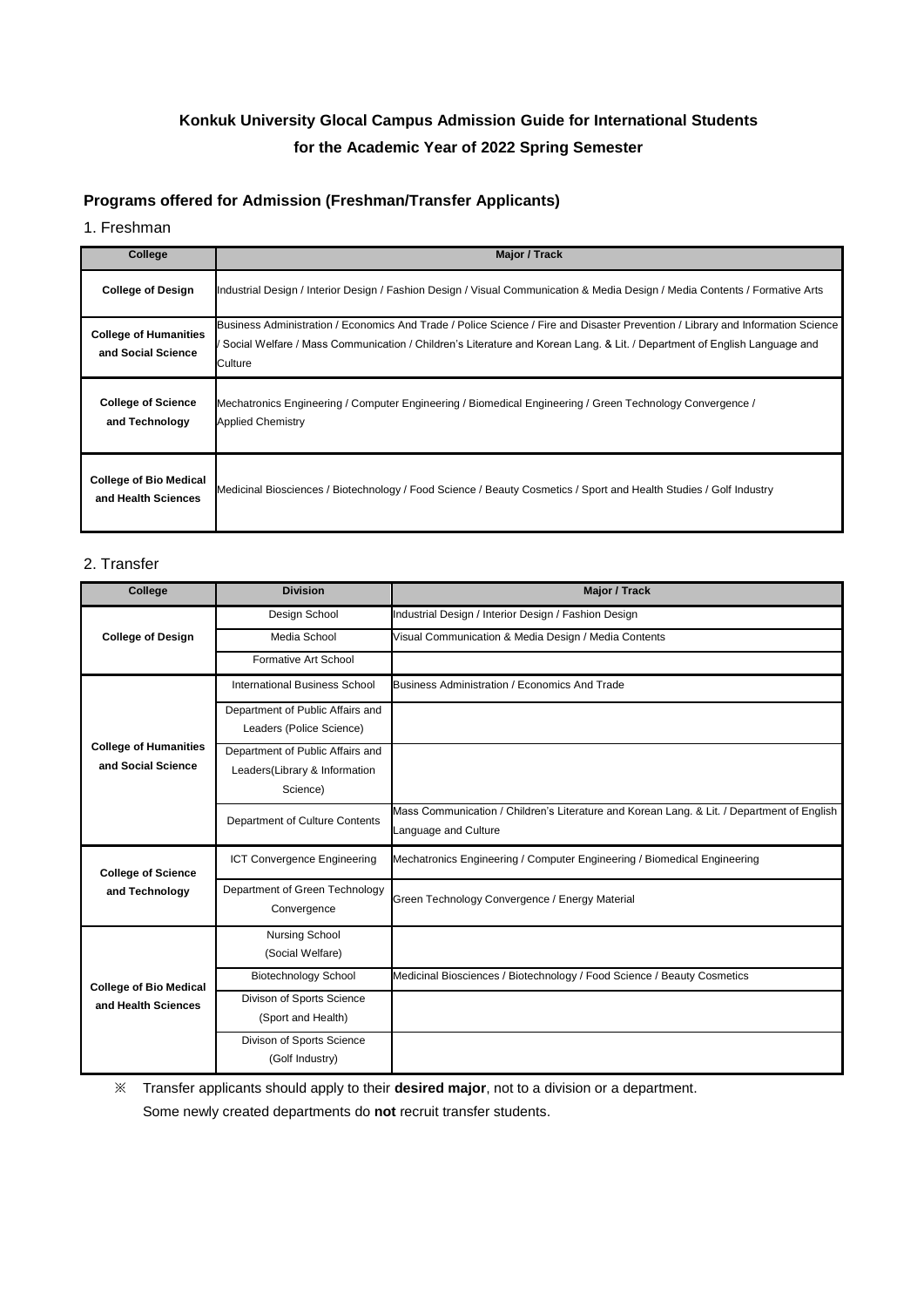# Konkuk University Glocal Campus Admission Guide for International Students
# for the Academic Year of 2022 Spring Semester

## Programs offered for Admission (Freshman/Transfer Applicants)

### 1. Freshman

| College | Major / Track |
|---|---|
| **College of Design** | Industrial Design / Interior Design / Fashion Design / Visual Communication & Media Design / Media Contents / Formative Arts |
| **College of Humanities and Social Science** | Business Administration / Economics And Trade / Police Science / Fire and Disaster Prevention / Library and Information Science / Social Welfare / Mass Communication / Children's Literature and Korean Lang. & Lit. / Department of English Language and Culture |
| **College of Science and Technology** | Mechatronics Engineering / Computer Engineering / Biomedical Engineering / Green Technology Convergence / Applied Chemistry |
| **College of Bio Medical and Health Sciences** | Medicinal Biosciences / Biotechnology / Food Science / Beauty Cosmetics / Sport and Health Studies / Golf Industry |

### 2. Transfer

| College | Division | Major / Track |
|---|---|---|
| **College of Design** | Design School | Industrial Design / Interior Design / Fashion Design |
| | Media School | Visual Communication & Media Design / Media Contents |
| | Formative Art School | |
| **College of Humanities and Social Science** | International Business School | Business Administration / Economics And Trade |
| | Department of Public Affairs and Leaders (Police Science) | |
| | Department of Public Affairs and Leaders(Library & Information Science) | |
| | Department of Culture Contents | Mass Communication / Children's Literature and Korean Lang. & Lit. / Department of English Language and Culture |
| **College of Science and Technology** | ICT Convergence Engineering | Mechatronics Engineering / Computer Engineering / Biomedical Engineering |
| | Department of Green Technology Convergence | Green Technology Convergence / Energy Material |
| **College of Bio Medical and Health Sciences** | Nursing School (Social Welfare) | |
| | Biotechnology School | Medicinal Biosciences / Biotechnology / Food Science / Beauty Cosmetics |
| | Divison of Sports Science (Sport and Health) | |
| | Divison of Sports Science (Golf Industry) | |

※ Transfer applicants should apply to their **desired major**, not to a division or a department.
Some newly created departments do **not** recruit transfer students.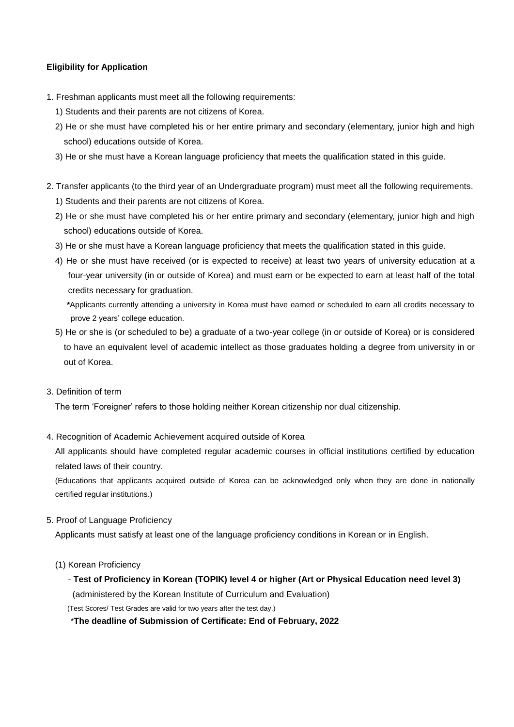**Eligibility for Application**

1. Freshman applicants must meet all the following requirements:
   1) Students and their parents are not citizens of Korea.
   2) He or she must have completed his or her entire primary and secondary (elementary, junior high and high school) educations outside of Korea.
   3) He or she must have a Korean language proficiency that meets the qualification stated in this guide.

2. Transfer applicants (to the third year of an Undergraduate program) must meet all the following requirements.
   1) Students and their parents are not citizens of Korea.
   2) He or she must have completed his or her entire primary and secondary (elementary, junior high and high school) educations outside of Korea.
   3) He or she must have a Korean language proficiency that meets the qualification stated in this guide.
   4) He or she must have received (or is expected to receive) at least two years of university education at a four-year university (in or outside of Korea) and must earn or be expected to earn at least half of the total credits necessary for graduation.

      **\***Applicants currently attending a university in Korea must have earned or scheduled to earn all credits necessary to prove 2 years' college education.

   5) He or she is (or scheduled to be) a graduate of a two-year college (in or outside of Korea) or is considered to have an equivalent level of academic intellect as those graduates holding a degree from university in or out of Korea.

3. Definition of term

   The term 'Foreigner' refers to those holding neither Korean citizenship nor dual citizenship.

4. Recognition of Academic Achievement acquired outside of Korea

   All applicants should have completed regular academic courses in official institutions certified by education related laws of their country.

   (Educations that applicants acquired outside of Korea can be acknowledged only when they are done in nationally certified regular institutions.)

5. Proof of Language Proficiency

   Applicants must satisfy at least one of the language proficiency conditions in Korean or in English.

   (1) Korean Proficiency

   - **Test of Proficiency in Korean (TOPIK) level 4 or higher (Art or Physical Education need level 3)**
     (administered by the Korean Institute of Curriculum and Evaluation)

   (Test Scores/ Test Grades are valid for two years after the test day.)

   \***The deadline of Submission of Certificate: End of February, 2022**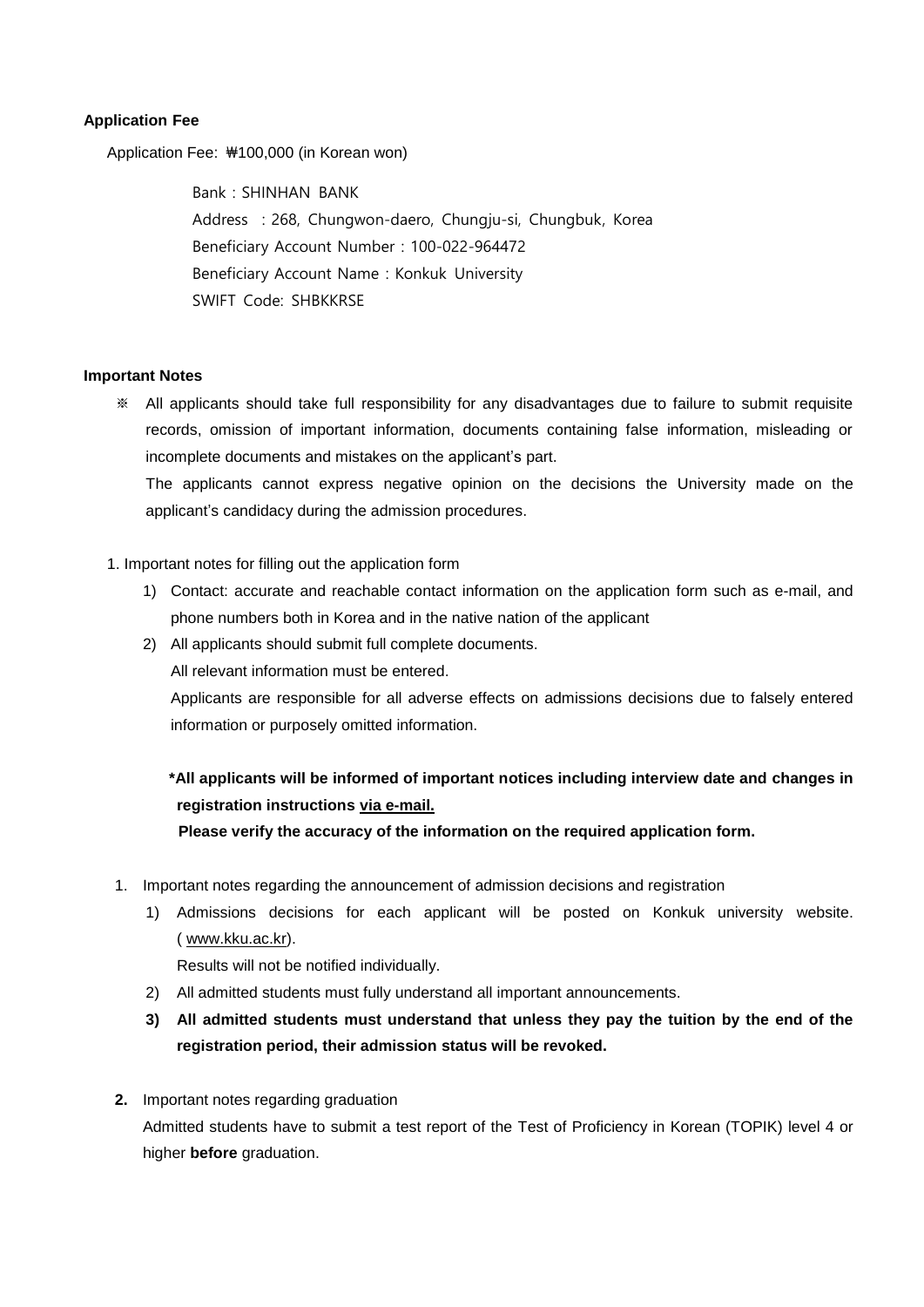**Application Fee**

Application Fee: ₩100,000 (in Korean won)

Bank : SHINHAN BANK
Address : 268, Chungwon-daero, Chungju-si, Chungbuk, Korea
Beneficiary Account Number : 100-022-964472
Beneficiary Account Name : Konkuk University
SWIFT Code: SHBKKRSE

**Important Notes**

※ All applicants should take full responsibility for any disadvantages due to failure to submit requisite records, omission of important information, documents containing false information, misleading or incomplete documents and mistakes on the applicant's part.
The applicants cannot express negative opinion on the decisions the University made on the applicant's candidacy during the admission procedures.

1. Important notes for filling out the application form
   1) Contact: accurate and reachable contact information on the application form such as e-mail, and phone numbers both in Korea and in the native nation of the applicant
   2) All applicants should submit full complete documents.
      All relevant information must be entered.
      Applicants are responsible for all adverse effects on admissions decisions due to falsely entered information or purposely omitted information.

   **\*All applicants will be informed of important notices including interview date and changes in registration instructions <u>via e-mail.</u>**
   **Please verify the accuracy of the information on the required application form.**

1. Important notes regarding the announcement of admission decisions and registration
   1) Admissions decisions for each applicant will be posted on Konkuk university website. ( www.kku.ac.kr).
      Results will not be notified individually.
   2) All admitted students must fully understand all important announcements.
   **3) All admitted students must understand that unless they pay the tuition by the end of the registration period, their admission status will be revoked.**

**2.** Important notes regarding graduation
   Admitted students have to submit a test report of the Test of Proficiency in Korean (TOPIK) level 4 or higher **before** graduation.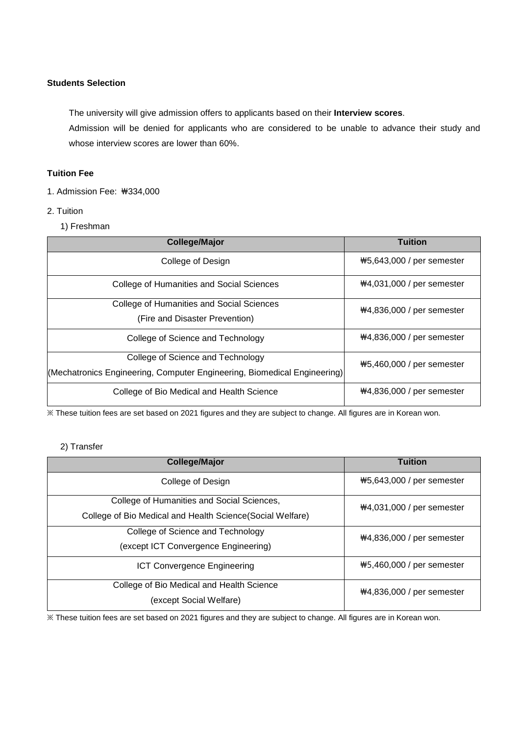**Students Selection**

The university will give admission offers to applicants based on their **Interview scores**.

Admission will be denied for applicants who are considered to be unable to advance their study and whose interview scores are lower than 60%.

**Tuition Fee**

1. Admission Fee: ₩334,000

2. Tuition

1) Freshman

| College/Major | Tuition |
|---|---|
| College of Design | ₩5,643,000 / per semester |
| College of Humanities and Social Sciences | ₩4,031,000 / per semester |
| College of Humanities and Social Sciences (Fire and Disaster Prevention) | ₩4,836,000 / per semester |
| College of Science and Technology | ₩4,836,000 / per semester |
| College of Science and Technology (Mechatronics Engineering, Computer Engineering, Biomedical Engineering) | ₩5,460,000 / per semester |
| College of Bio Medical and Health Science | ₩4,836,000 / per semester |

※ These tuition fees are set based on 2021 figures and they are subject to change. All figures are in Korean won.

2) Transfer

| College/Major | Tuition |
|---|---|
| College of Design | ₩5,643,000 / per semester |
| College of Humanities and Social Sciences, College of Bio Medical and Health Science(Social Welfare) | ₩4,031,000 / per semester |
| College of Science and Technology (except ICT Convergence Engineering) | ₩4,836,000 / per semester |
| ICT Convergence Engineering | ₩5,460,000 / per semester |
| College of Bio Medical and Health Science (except Social Welfare) | ₩4,836,000 / per semester |

※ These tuition fees are set based on 2021 figures and they are subject to change. All figures are in Korean won.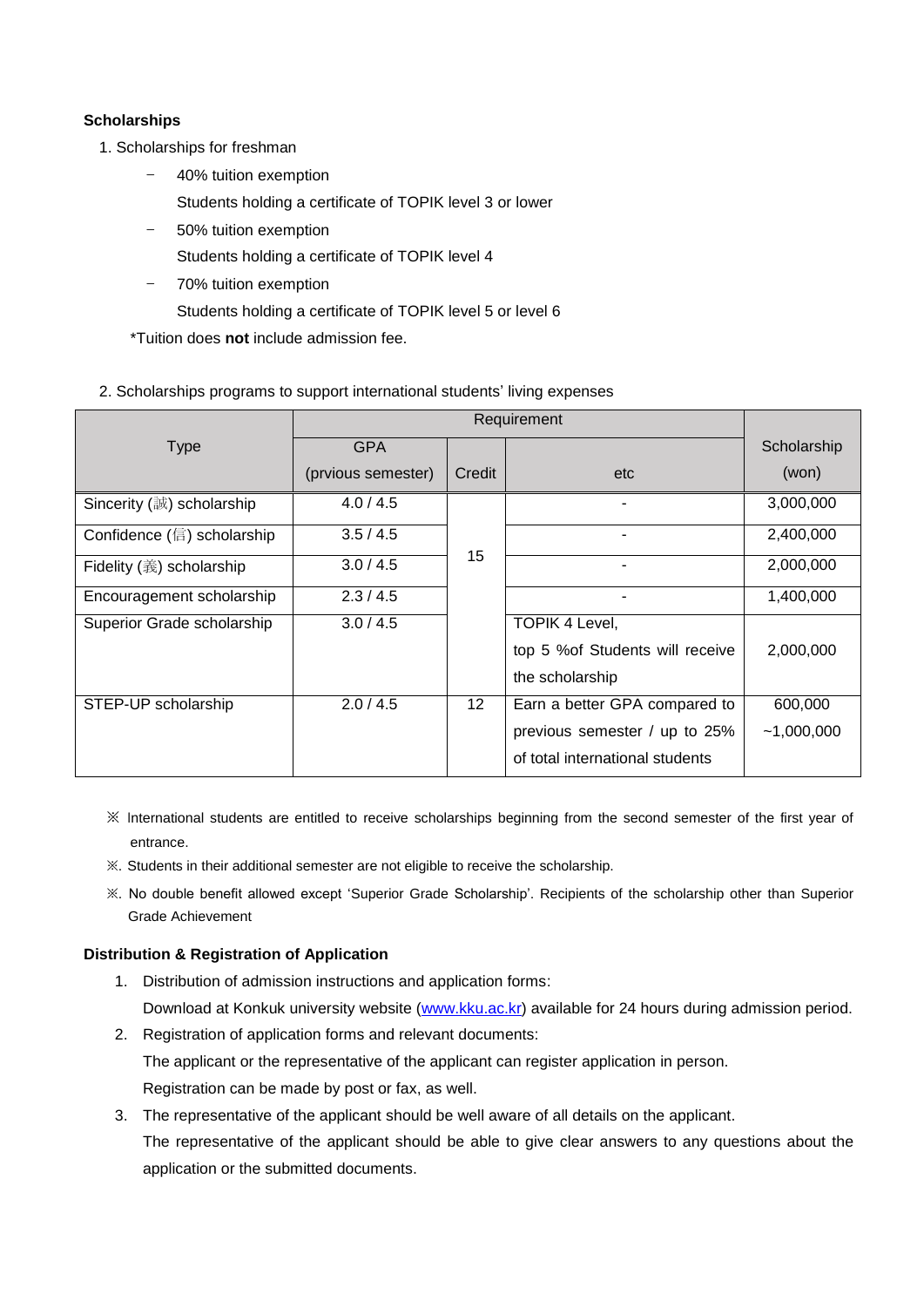**Scholarships**

1. Scholarships for freshman
   - 40% tuition exemption
     Students holding a certificate of TOPIK level 3 or lower
   - 50% tuition exemption
     Students holding a certificate of TOPIK level 4
   - 70% tuition exemption
     Students holding a certificate of TOPIK level 5 or level 6

   *Tuition does **not** include admission fee.

2. Scholarships programs to support international students' living expenses

| Type | Requirement | | | Scholarship (won) |
|---|---|---|---|---|
| | GPA (prvious semester) | Credit | etc | |
| Sincerity (誠) scholarship | 4.0 / 4.5 | 15 | - | 3,000,000 |
| Confidence (信) scholarship | 3.5 / 4.5 | 15 | - | 2,400,000 |
| Fidelity (義) scholarship | 3.0 / 4.5 | 15 | - | 2,000,000 |
| Encouragement scholarship | 2.3 / 4.5 | 15 | - | 1,400,000 |
| Superior Grade scholarship | 3.0 / 4.5 | 15 | TOPIK 4 Level, top 5 %of Students will receive the scholarship | 2,000,000 |
| STEP-UP scholarship | 2.0 / 4.5 | 12 | Earn a better GPA compared to previous semester / up to 25% of total international students | 600,000 ~1,000,000 |

※ International students are entitled to receive scholarships beginning from the second semester of the first year of entrance.

※. Students in their additional semester are not eligible to receive the scholarship.

※. No double benefit allowed except 'Superior Grade Scholarship'. Recipients of the scholarship other than Superior Grade Achievement

**Distribution & Registration of Application**

1. Distribution of admission instructions and application forms:
   Download at Konkuk university website (www.kku.ac.kr) available for 24 hours during admission period.
2. Registration of application forms and relevant documents:
   The applicant or the representative of the applicant can register application in person.
   Registration can be made by post or fax, as well.
3. The representative of the applicant should be well aware of all details on the applicant.
   The representative of the applicant should be able to give clear answers to any questions about the application or the submitted documents.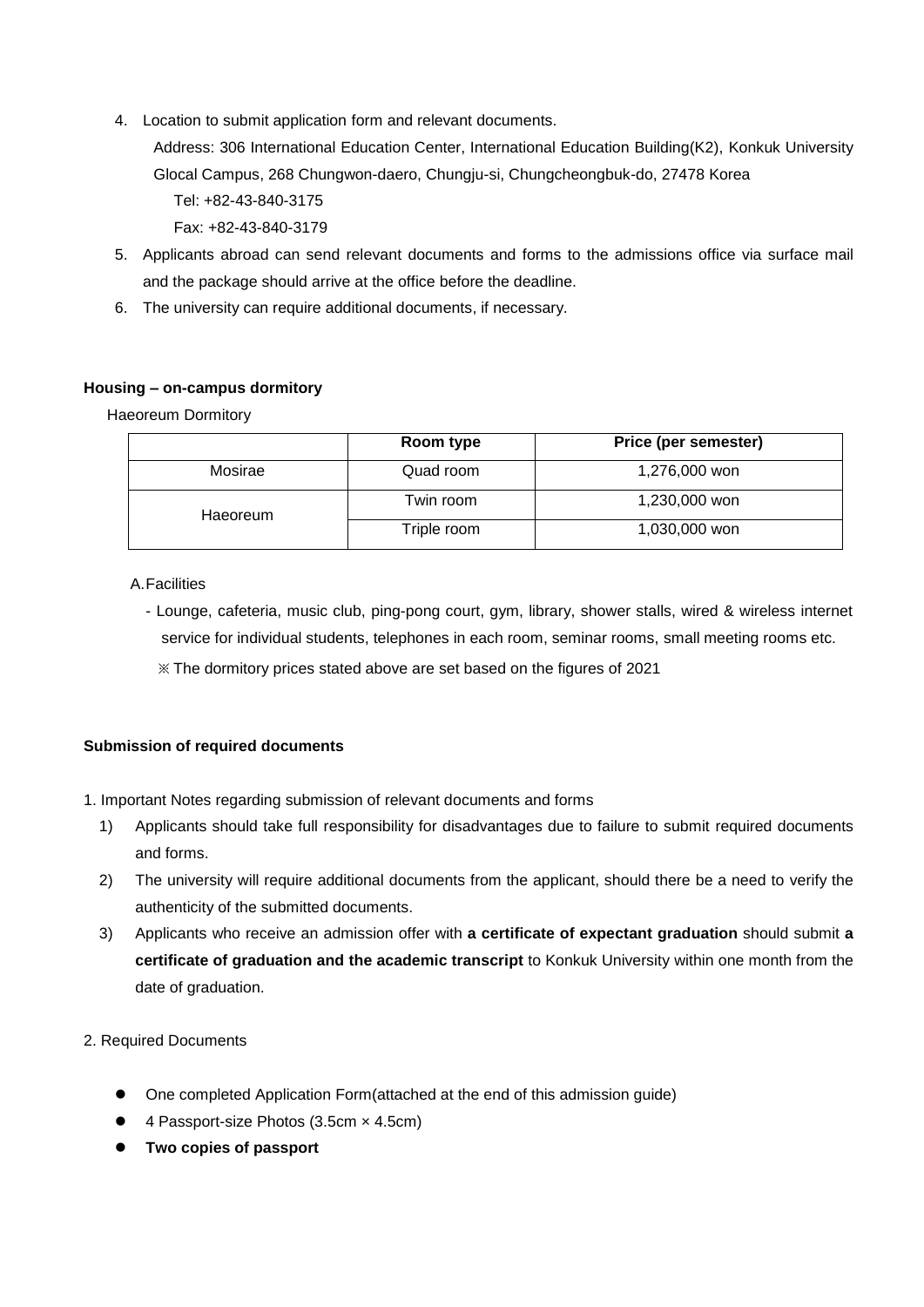4. Location to submit application form and relevant documents.

   Address: 306 International Education Center, International Education Building(K2), Konkuk University Glocal Campus, 268 Chungwon-daero, Chungju-si, Chungcheongbuk-do, 27478 Korea

   Tel: +82-43-840-3175

   Fax: +82-43-840-3179

5. Applicants abroad can send relevant documents and forms to the admissions office via surface mail and the package should arrive at the office before the deadline.
6. The university can require additional documents, if necessary.

**Housing – on-campus dormitory**

Haeoreum Dormitory

| | **Room type** | **Price (per semester)** |
|---|---|---|
| Mosirae | Quad room | 1,276,000 won |
| Haeoreum | Twin room | 1,230,000 won |
| | Triple room | 1,030,000 won |

A. Facilities

- Lounge, cafeteria, music club, ping-pong court, gym, library, shower stalls, wired & wireless internet service for individual students, telephones in each room, seminar rooms, small meeting rooms etc.

※ The dormitory prices stated above are set based on the figures of 2021

**Submission of required documents**

1. Important Notes regarding submission of relevant documents and forms
   1) Applicants should take full responsibility for disadvantages due to failure to submit required documents and forms.
   2) The university will require additional documents from the applicant, should there be a need to verify the authenticity of the submitted documents.
   3) Applicants who receive an admission offer with **a certificate of expectant graduation** should submit **a certificate of graduation and the academic transcript** to Konkuk University within one month from the date of graduation.

2. Required Documents

- One completed Application Form(attached at the end of this admission guide)
- 4 Passport-size Photos (3.5cm × 4.5cm)
- **Two copies of passport**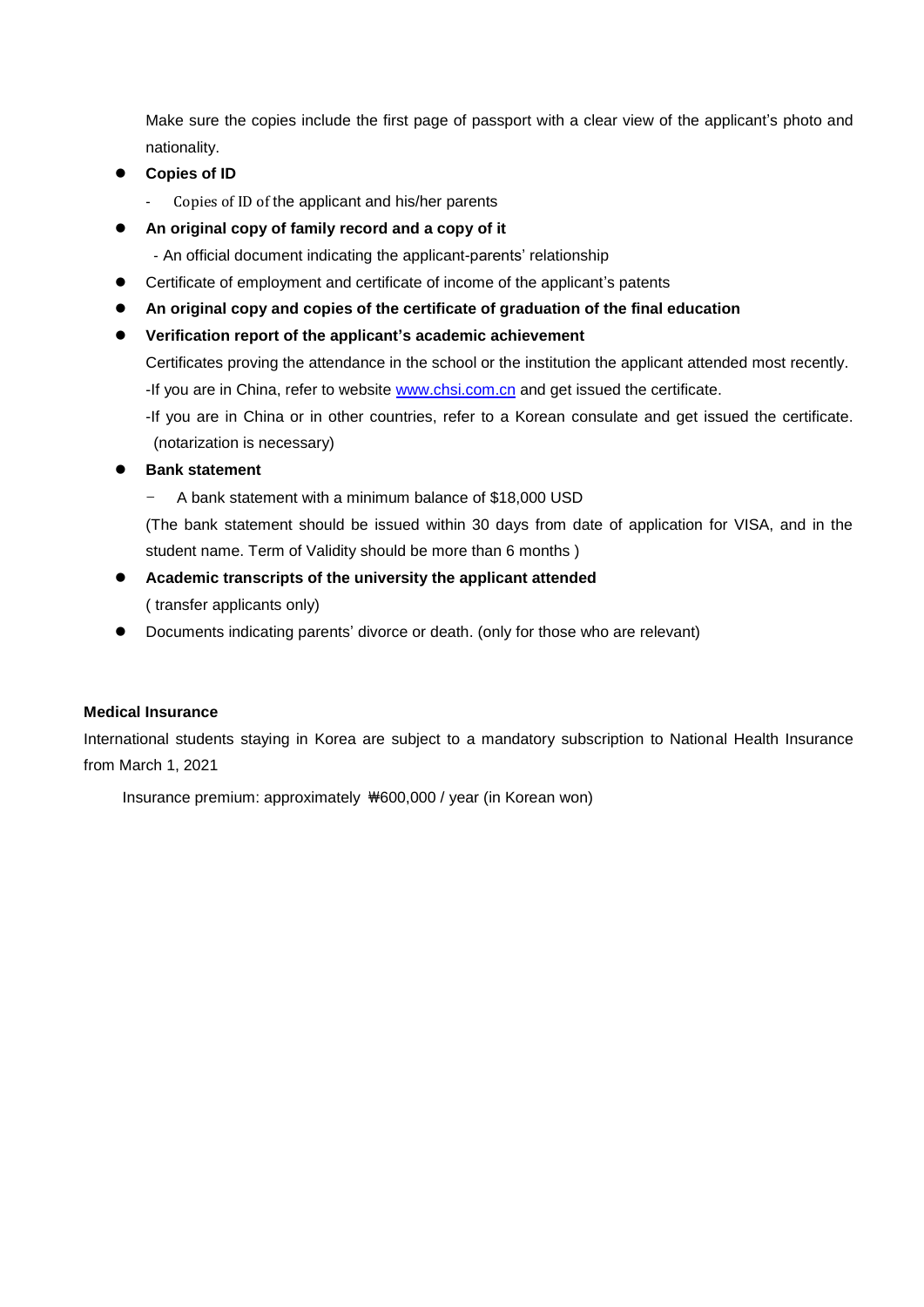Make sure the copies include the first page of passport with a clear view of the applicant's photo and nationality.

- **Copies of ID**
  - Copies of ID of the applicant and his/her parents
- **An original copy of family record and a copy of it**
  - An official document indicating the applicant-parents' relationship
- Certificate of employment and certificate of income of the applicant's patents
- **An original copy and copies of the certificate of graduation of the final education**
- **Verification report of the applicant's academic achievement**

  Certificates proving the attendance in the school or the institution the applicant attended most recently.

  -If you are in China, refer to website www.chsi.com.cn and get issued the certificate.

  -If you are in China or in other countries, refer to a Korean consulate and get issued the certificate. (notarization is necessary)
- **Bank statement**
  - A bank statement with a minimum balance of $18,000 USD

  (The bank statement should be issued within 30 days from date of application for VISA, and in the student name. Term of Validity should be more than 6 months )
- **Academic transcripts of the university the applicant attended**

  ( transfer applicants only)
- Documents indicating parents' divorce or death. (only for those who are relevant)

**Medical Insurance**

International students staying in Korea are subject to a mandatory subscription to National Health Insurance from March 1, 2021

Insurance premium: approximately ₩600,000 / year (in Korean won)